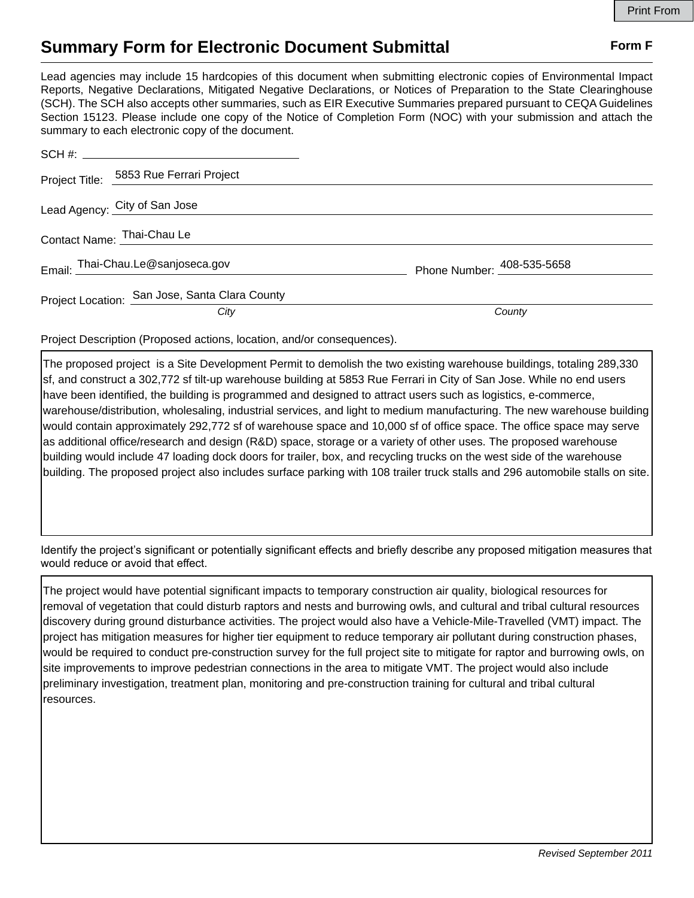# Summary Form for Electronic Document Submittal

**Form F**

Lead agencies may include 15 hardcopies of this document when submitting electronic copies of Environmental Impact Reports, Negative Declarations, Mitigated Negative Declarations, or Notices of Preparation to the State Clearinghouse (SCH). The SCH also accepts other summaries, such as EIR Executive Summaries prepared pursuant to CEQA Guidelines Section 15123. Please include one copy of the Notice of Completion Form (NOC) with your submission and attach the summary to each electronic copy of the document.

SCH #: 

Project Title: 5853 Rue Ferrari Project

Lead Agency: City of San Jose

Contact Name: Thai-Chau Le

Email: Thai-Chau.Le@sanjoseca.gov Phone Number: 408-535-5658

Project Location: San Jose, Santa Clara County
*City* *County*

Project Description (Proposed actions, location, and/or consequences).

The proposed project is a Site Development Permit to demolish the two existing warehouse buildings, totaling 289,330 sf, and construct a 302,772 sf tilt-up warehouse building at 5853 Rue Ferrari in City of San Jose. While no end users have been identified, the building is programmed and designed to attract users such as logistics, e-commerce, warehouse/distribution, wholesaling, industrial services, and light to medium manufacturing. The new warehouse building would contain approximately 292,772 sf of warehouse space and 10,000 sf of office space. The office space may serve as additional office/research and design (R&D) space, storage or a variety of other uses. The proposed warehouse building would include 47 loading dock doors for trailer, box, and recycling trucks on the west side of the warehouse building. The proposed project also includes surface parking with 108 trailer truck stalls and 296 automobile stalls on site.

Identify the project's significant or potentially significant effects and briefly describe any proposed mitigation measures that would reduce or avoid that effect.

The project would have potential significant impacts to temporary construction air quality, biological resources for removal of vegetation that could disturb raptors and nests and burrowing owls, and cultural and tribal cultural resources discovery during ground disturbance activities. The project would also have a Vehicle-Mile-Travelled (VMT) impact. The project has mitigation measures for higher tier equipment to reduce temporary air pollutant during construction phases, would be required to conduct pre-construction survey for the full project site to mitigate for raptor and burrowing owls, on site improvements to improve pedestrian connections in the area to mitigate VMT. The project would also include preliminary investigation, treatment plan, monitoring and pre-construction training for cultural and tribal cultural resources.

*Revised September 2011*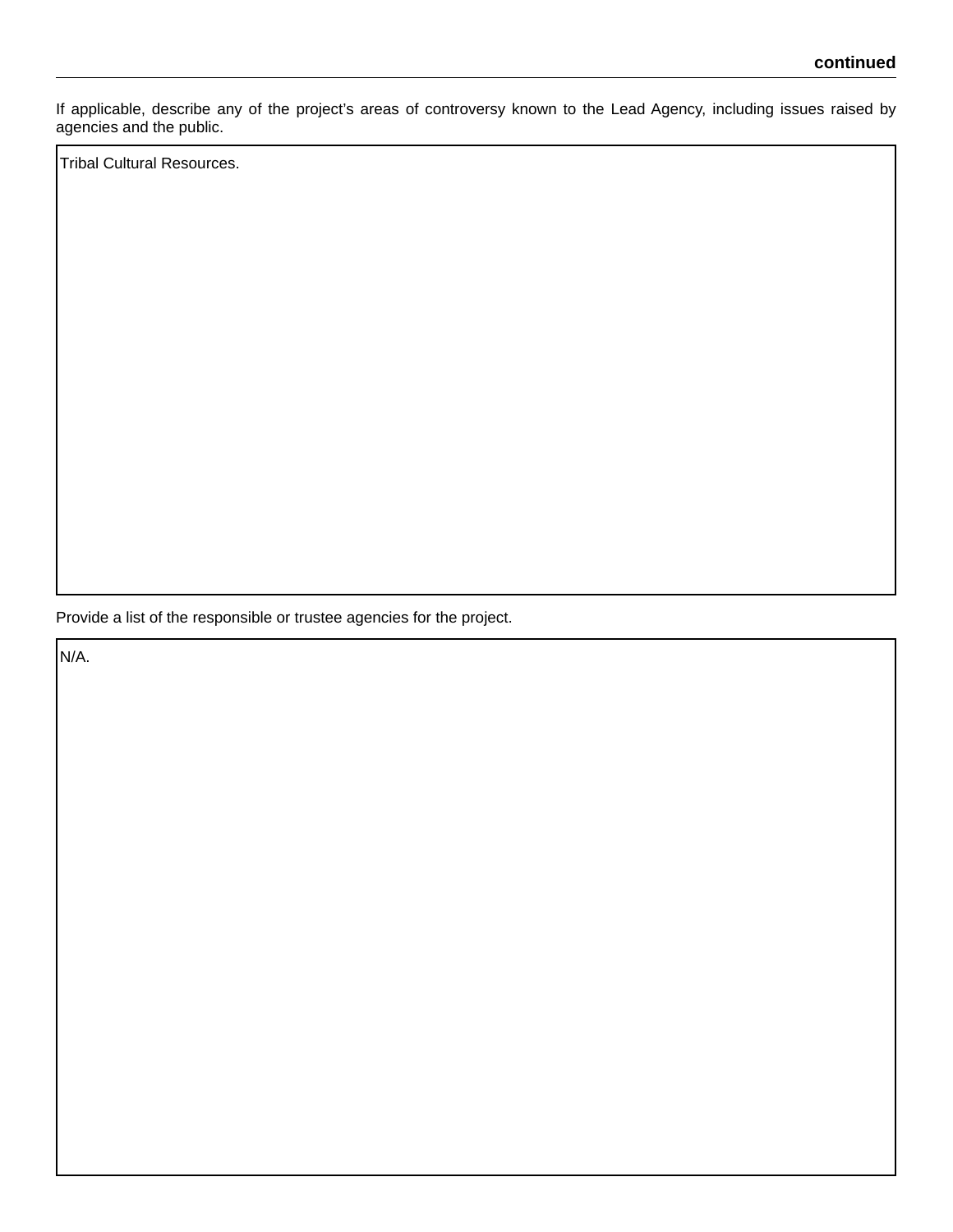**continued**

If applicable, describe any of the project's areas of controversy known to the Lead Agency, including issues raised by agencies and the public.

Tribal Cultural Resources.

Provide a list of the responsible or trustee agencies for the project.

N/A.